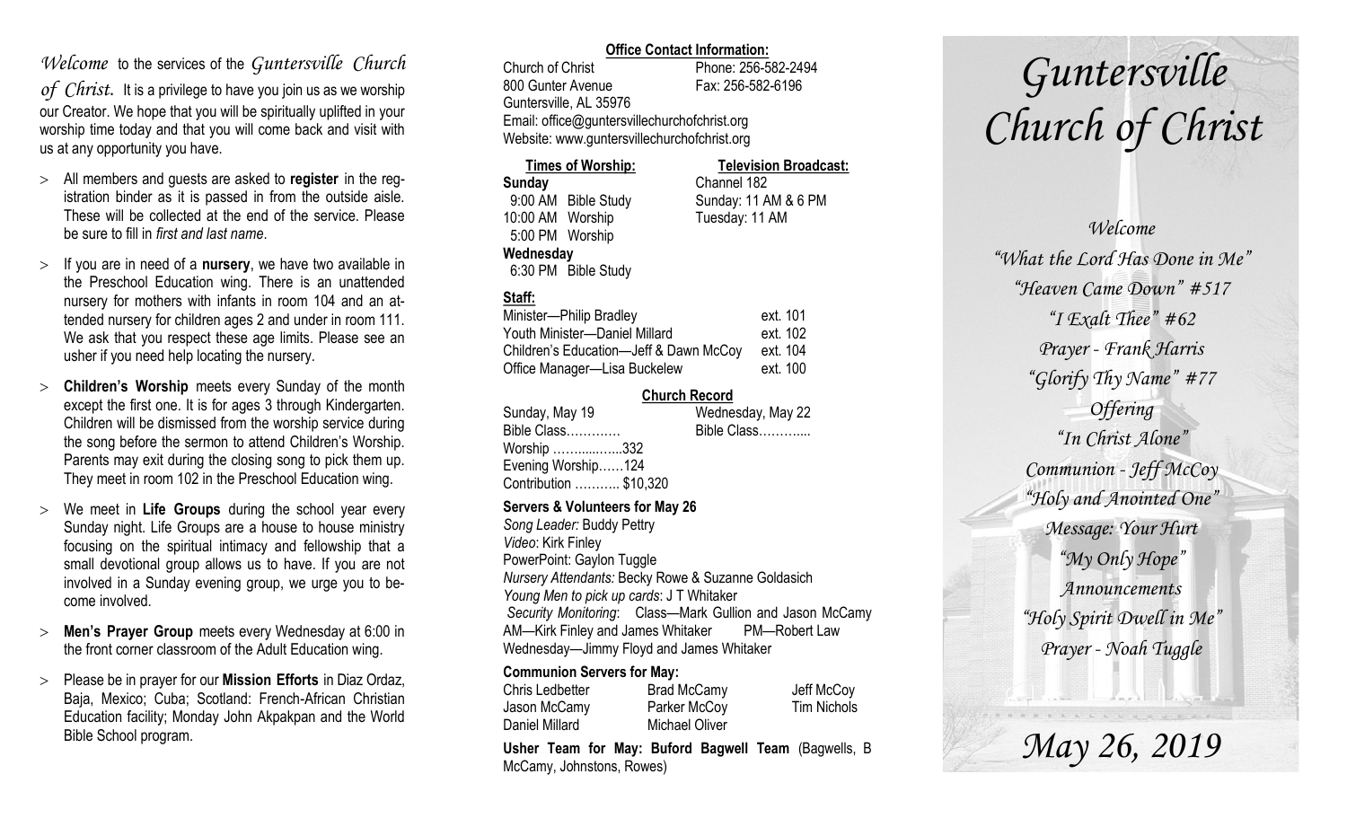*Welcome* to the services of the *Guntersville Church of Christ*. It is a privilege to have you join us as we worship our Creator. We hope that you will be spiritually uplifted in your worship time today and that you will come back and visit with us at any opportunity you have.

- All members and guests are asked to **register** in the registration binder as it is passed in from the outside aisle. These will be collected at the end of the service. Please be sure to fill in *first and last name*.
- If you are in need of a **nursery**, we have two available in the Preschool Education wing. There is an unattended nursery for mothers with infants in room 104 and an attended nursery for children ages 2 and under in room 111. We ask that you respect these age limits. Please see an usher if you need help locating the nursery.
- **Children's Worship** meets every Sunday of the month except the first one. It is for ages 3 through Kindergarten. Children will be dismissed from the worship service during the song before the sermon to attend Children's Worship. Parents may exit during the closing song to pick them up. They meet in room 102 in the Preschool Education wing.
- We meet in **Life Groups** during the school year every Sunday night. Life Groups are a house to house ministry focusing on the spiritual intimacy and fellowship that a small devotional group allows us to have. If you are not involved in a Sunday evening group, we urge you to become involved.
- **Men's Prayer Group** meets every Wednesday at 6:00 in the front corner classroom of the Adult Education wing.
- Please be in prayer for our **Mission Efforts** in Diaz Ordaz, Baja, Mexico; Cuba; Scotland: French-African Christian Education facility; Monday John Akpakpan and the World Bible School program.

**Office Contact Information:**

Church of Christ
800 Gunter Avenue
Guntersville, AL 35976
Phone: 256-582-2494
Fax: 256-582-6196
Email: office@guntersvillechurchofchrist.org
Website: www.guntersvillechurchofchrist.org

**Times of Worship:**

**Sunday**
9:00 AM Bible Study
10:00 AM Worship
5:00 PM Worship
**Wednesday**
6:30 PM Bible Study

**Television Broadcast:**

Channel 182
Sunday: 11 AM & 6 PM
Tuesday: 11 AM

**Staff:**

| | |
|---|---|
| Minister—Philip Bradley | ext. 101 |
| Youth Minister—Daniel Millard | ext. 102 |
| Children's Education—Jeff & Dawn McCoy | ext. 104 |
| Office Manager—Lisa Buckelew | ext. 100 |

**Church Record**

| Sunday, May 19 | Wednesday, May 22 |
|---|---|
| Bible Class………… | Bible Class……….... |
| Worship ……....…..332 | |
| Evening Worship……124 | |
| Contribution ……….. $10,320 | |

**Servers & Volunteers for May 26**

*Song Leader:* Buddy Pettry
*Video*: Kirk Finley
PowerPoint: Gaylon Tuggle
*Nursery Attendants:* Becky Rowe & Suzanne Goldasich
*Young Men to pick up cards*: J T Whitaker
*Security Monitoring*: Class—Mark Gullion and Jason McCamy
AM—Kirk Finley and James Whitaker PM—Robert Law
Wednesday—Jimmy Floyd and James Whitaker

**Communion Servers for May:**

| | | |
|---|---|---|
| Chris Ledbetter | Brad McCamy | Jeff McCoy |
| Jason McCamy | Parker McCoy | Tim Nichols |
| Daniel Millard | Michael Oliver | |

**Usher Team for May: Buford Bagwell Team** (Bagwells, B McCamy, Johnstons, Rowes)

# *Guntersville Church of Christ*

*Welcome*
*"What the Lord Has Done in Me"*
*"Heaven Came Down" #517*
*"I Exalt Thee" #62*
*Prayer - Frank Harris*
*"Glorify Thy Name" #77*
*Offering*
*"In Christ Alone"*
*Communion - Jeff McCoy*
*"Holy and Anointed One"*
*Message: Your Hurt*
*"My Only Hope"*
*Announcements*
*"Holy Spirit Dwell in Me"*
*Prayer - Noah Tuggle*

*May 26, 2019*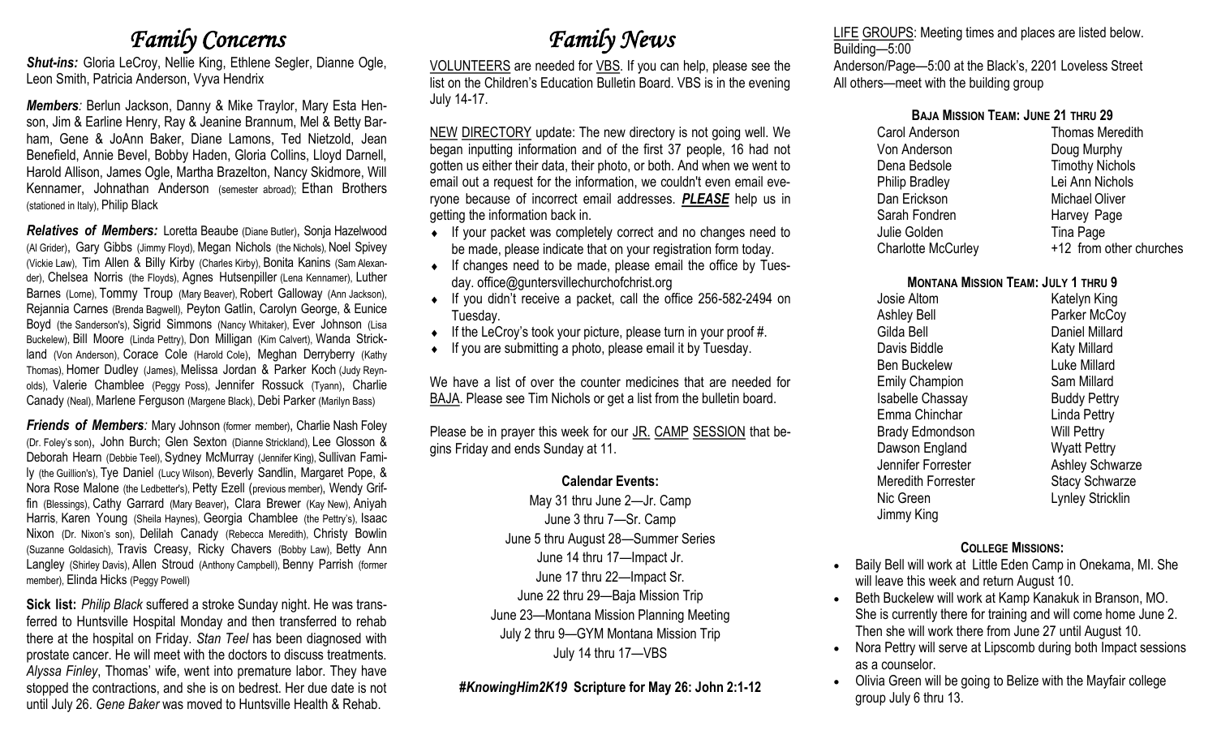# *Family Concerns*

***Shut-ins:*** Gloria LeCroy, Nellie King, Ethlene Segler, Dianne Ogle, Leon Smith, Patricia Anderson, Vyva Hendrix

***Members:*** Berlun Jackson, Danny & Mike Traylor, Mary Esta Henson, Jim & Earline Henry, Ray & Jeanine Brannum, Mel & Betty Barham, Gene & JoAnn Baker, Diane Lamons, Ted Nietzold, Jean Benefield, Annie Bevel, Bobby Haden, Gloria Collins, Lloyd Darnell, Harold Allison, James Ogle, Martha Brazelton, Nancy Skidmore, Will Kennamer, Johnathan Anderson (semester abroad); Ethan Brothers (stationed in Italy), Philip Black

***Relatives of Members:*** Loretta Beaube (Diane Butler), Sonja Hazelwood (Al Grider), Gary Gibbs (Jimmy Floyd), Megan Nichols (the Nichols), Noel Spivey (Vickie Law), Tim Allen & Billy Kirby (Charles Kirby), Bonita Kanins (Sam Alexander), Chelsea Norris (the Floyds), Agnes Hutsenpiller (Lena Kennamer), Luther Barnes (Lorne), Tommy Troup (Mary Beaver), Robert Galloway (Ann Jackson), Rejannia Carnes (Brenda Bagwell), Peyton Gatlin, Carolyn George, & Eunice Boyd (the Sanderson's), Sigrid Simmons (Nancy Whitaker), Ever Johnson (Lisa Buckelew), Bill Moore (Linda Pettry), Don Milligan (Kim Calvert), Wanda Strickland (Von Anderson), Corace Cole (Harold Cole), Meghan Derryberry (Kathy Thomas), Homer Dudley (James), Melissa Jordan & Parker Koch (Judy Reynolds), Valerie Chamblee (Peggy Poss), Jennifer Rossuck (Tyann), Charlie Canady (Neal), Marlene Ferguson (Margene Black), Debi Parker (Marilyn Bass)

***Friends of Members:*** Mary Johnson (former member), Charlie Nash Foley (Dr. Foley's son), John Burch; Glen Sexton (Dianne Strickland), Lee Glosson & Deborah Hearn (Debbie Teel), Sydney McMurray (Jennifer King), Sullivan Family (the Guillion's), Tye Daniel (Lucy Wilson), Beverly Sandlin, Margaret Pope, & Nora Rose Malone (the Ledbetter's), Petty Ezell (previous member), Wendy Griffin (Blessings), Cathy Garrard (Mary Beaver), Clara Brewer (Kay New), Aniyah Harris, Karen Young (Sheila Haynes), Georgia Chamblee (the Pettry's), Isaac Nixon (Dr. Nixon's son), Delilah Canady (Rebecca Meredith), Christy Bowlin (Suzanne Goldasich), Travis Creasy, Ricky Chavers (Bobby Law), Betty Ann Langley (Shirley Davis), Allen Stroud (Anthony Campbell), Benny Parrish (former member), Elinda Hicks (Peggy Powell)

**Sick list:** *Philip Black* suffered a stroke Sunday night. He was transferred to Huntsville Hospital Monday and then transferred to rehab there at the hospital on Friday. *Stan Teel* has been diagnosed with prostate cancer. He will meet with the doctors to discuss treatments. *Alyssa Finley*, Thomas' wife, went into premature labor. They have stopped the contractions, and she is on bedrest. Her due date is not until July 26. *Gene Baker* was moved to Huntsville Health & Rehab.

# *Family News*

VOLUNTEERS are needed for VBS. If you can help, please see the list on the Children's Education Bulletin Board. VBS is in the evening July 14-17.

NEW DIRECTORY update: The new directory is not going well. We began inputting information and of the first 37 people, 16 had not gotten us either their data, their photo, or both. And when we went to email out a request for the information, we couldn't even email everyone because of incorrect email addresses. ***PLEASE*** help us in getting the information back in.

- If your packet was completely correct and no changes need to be made, please indicate that on your registration form today.
- If changes need to be made, please email the office by Tuesday. office@guntersvillechurchofchrist.org
- If you didn't receive a packet, call the office 256-582-2494 on Tuesday.
- If the LeCroy's took your picture, please turn in your proof #.
- If you are submitting a photo, please email it by Tuesday.

We have a list of over the counter medicines that are needed for BAJA. Please see Tim Nichols or get a list from the bulletin board.

Please be in prayer this week for our JR. CAMP SESSION that begins Friday and ends Sunday at 11.

**Calendar Events:**

May 31 thru June 2—Jr. Camp
June 3 thru 7—Sr. Camp
June 5 thru August 28—Summer Series
June 14 thru 17—Impact Jr.
June 17 thru 22—Impact Sr.
June 22 thru 29—Baja Mission Trip
June 23—Montana Mission Planning Meeting
July 2 thru 9—GYM Montana Mission Trip
July 14 thru 17—VBS

***#KnowingHim2K19* Scripture for May 26: John 2:1-12**

LIFE GROUPS: Meeting times and places are listed below.
Building—5:00
Anderson/Page—5:00 at the Black's, 2201 Loveless Street
All others—meet with the building group

**BAJA MISSION TEAM: JUNE 21 THRU 29**

| | |
|---|---|
| Carol Anderson | Thomas Meredith |
| Von Anderson | Doug Murphy |
| Dena Bedsole | Timothy Nichols |
| Philip Bradley | Lei Ann Nichols |
| Dan Erickson | Michael Oliver |
| Sarah Fondren | Harvey Page |
| Julie Golden | Tina Page |
| Charlotte McCurley | +12 from other churches |

**MONTANA MISSION TEAM: JULY 1 THRU 9**

| | |
|---|---|
| Josie Altom | Katelyn King |
| Ashley Bell | Parker McCoy |
| Gilda Bell | Daniel Millard |
| Davis Biddle | Katy Millard |
| Ben Buckelew | Luke Millard |
| Emily Champion | Sam Millard |
| Isabelle Chassay | Buddy Pettry |
| Emma Chinchar | Linda Pettry |
| Brady Edmondson | Will Pettry |
| Dawson England | Wyatt Pettry |
| Jennifer Forrester | Ashley Schwarze |
| Meredith Forrester | Stacy Schwarze |
| Nic Green | Lynley Stricklin |
| Jimmy King | |

**COLLEGE MISSIONS:**

- Baily Bell will work at Little Eden Camp in Onekama, MI. She will leave this week and return August 10.
- Beth Buckelew will work at Kamp Kanakuk in Branson, MO. She is currently there for training and will come home June 2. Then she will work there from June 27 until August 10.
- Nora Pettry will serve at Lipscomb during both Impact sessions as a counselor.
- Olivia Green will be going to Belize with the Mayfair college group July 6 thru 13.